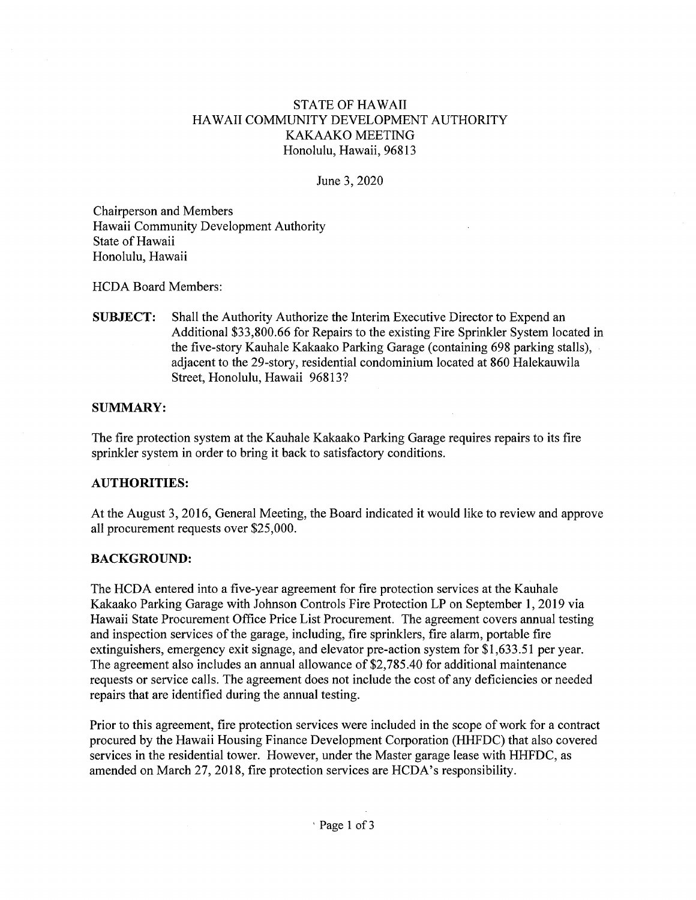STATE OF HAWAII
HAWAII COMMUNITY DEVELOPMENT AUTHORITY
KAKAAKO MEETING
Honolulu, Hawaii, 96813

June 3, 2020

Chairperson and Members
Hawaii Community Development Authority
State of Hawaii
Honolulu, Hawaii

HCDA Board Members:

**SUBJECT:** Shall the Authority Authorize the Interim Executive Director to Expend an Additional $33,800.66 for Repairs to the existing Fire Sprinkler System located in the five-story Kauhale Kakaako Parking Garage (containing 698 parking stalls), adjacent to the 29-story, residential condominium located at 860 Halekauwila Street, Honolulu, Hawaii 96813?

**SUMMARY:**

The fire protection system at the Kauhale Kakaako Parking Garage requires repairs to its fire sprinkler system in order to bring it back to satisfactory conditions.

**AUTHORITIES:**

At the August 3, 2016, General Meeting, the Board indicated it would like to review and approve all procurement requests over $25,000.

**BACKGROUND:**

The HCDA entered into a five-year agreement for fire protection services at the Kauhale Kakaako Parking Garage with Johnson Controls Fire Protection LP on September 1, 2019 via Hawaii State Procurement Office Price List Procurement. The agreement covers annual testing and inspection services of the garage, including, fire sprinklers, fire alarm, portable fire extinguishers, emergency exit signage, and elevator pre-action system for $1,633.51 per year. The agreement also includes an annual allowance of $2,785.40 for additional maintenance requests or service calls. The agreement does not include the cost of any deficiencies or needed repairs that are identified during the annual testing.

Prior to this agreement, fire protection services were included in the scope of work for a contract procured by the Hawaii Housing Finance Development Corporation (HHFDC) that also covered services in the residential tower. However, under the Master garage lease with HHFDC, as amended on March 27, 2018, fire protection services are HCDA's responsibility.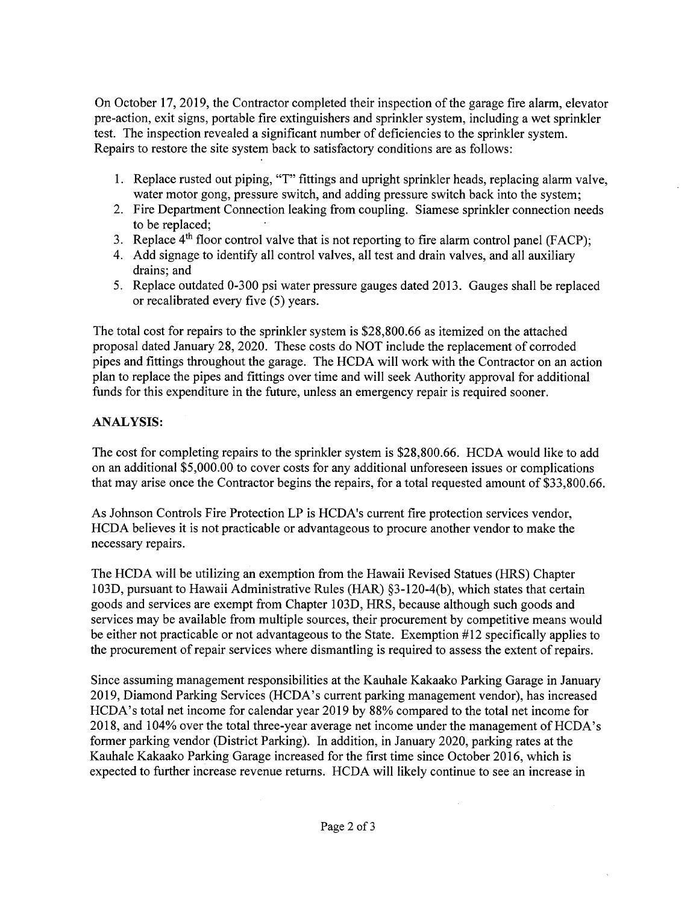On October 17, 2019, the Contractor completed their inspection of the garage fire alarm, elevator pre-action, exit signs, portable fire extinguishers and sprinkler system, including a wet sprinkler test. The inspection revealed a significant number of deficiencies to the sprinkler system. Repairs to restore the site system back to satisfactory conditions are as follows:

1. Replace rusted out piping, "T" fittings and upright sprinkler heads, replacing alarm valve, water motor gong, pressure switch, and adding pressure switch back into the system;
2. Fire Department Connection leaking from coupling. Siamese sprinkler connection needs to be replaced;
3. Replace 4th floor control valve that is not reporting to fire alarm control panel (FACP);
4. Add signage to identify all control valves, all test and drain valves, and all auxiliary drains; and
5. Replace outdated 0-300 psi water pressure gauges dated 2013. Gauges shall be replaced or recalibrated every five (5) years.

The total cost for repairs to the sprinkler system is $28,800.66 as itemized on the attached proposal dated January 28, 2020. These costs do NOT include the replacement of corroded pipes and fittings throughout the garage. The HCDA will work with the Contractor on an action plan to replace the pipes and fittings over time and will seek Authority approval for additional funds for this expenditure in the future, unless an emergency repair is required sooner.

**ANALYSIS:**

The cost for completing repairs to the sprinkler system is $28,800.66. HCDA would like to add on an additional $5,000.00 to cover costs for any additional unforeseen issues or complications that may arise once the Contractor begins the repairs, for a total requested amount of $33,800.66.

As Johnson Controls Fire Protection LP is HCDA's current fire protection services vendor, HCDA believes it is not practicable or advantageous to procure another vendor to make the necessary repairs.

The HCDA will be utilizing an exemption from the Hawaii Revised Statues (HRS) Chapter 103D, pursuant to Hawaii Administrative Rules (HAR) §3-120-4(b), which states that certain goods and services are exempt from Chapter 103D, HRS, because although such goods and services may be available from multiple sources, their procurement by competitive means would be either not practicable or not advantageous to the State. Exemption #12 specifically applies to the procurement of repair services where dismantling is required to assess the extent of repairs.

Since assuming management responsibilities at the Kauhale Kakaako Parking Garage in January 2019, Diamond Parking Services (HCDA's current parking management vendor), has increased HCDA's total net income for calendar year 2019 by 88% compared to the total net income for 2018, and 104% over the total three-year average net income under the management of HCDA's former parking vendor (District Parking). In addition, in January 2020, parking rates at the Kauhale Kakaako Parking Garage increased for the first time since October 2016, which is expected to further increase revenue returns. HCDA will likely continue to see an increase in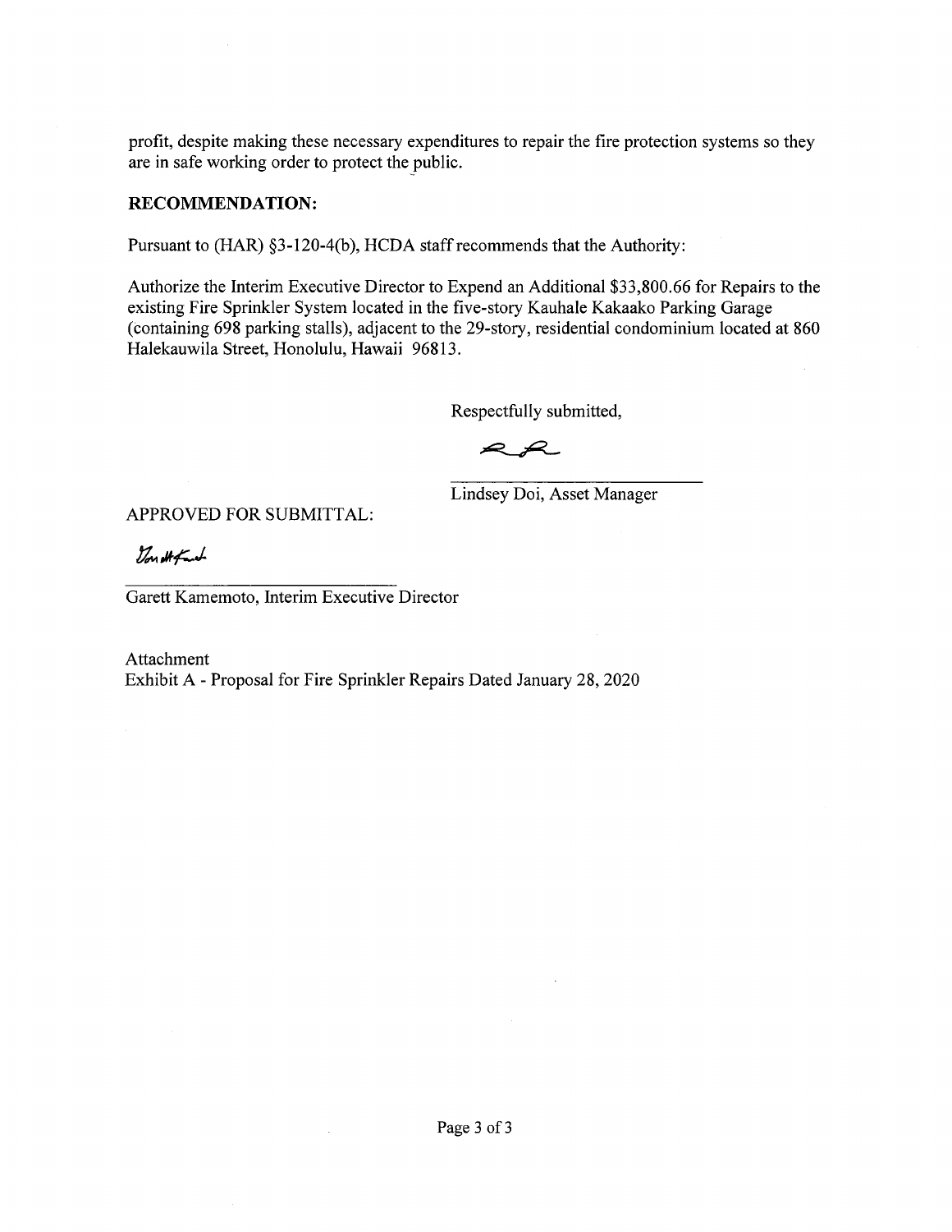profit, despite making these necessary expenditures to repair the fire protection systems so they are in safe working order to protect the public.

**RECOMMENDATION:**

Pursuant to (HAR) §3-120-4(b), HCDA staff recommends that the Authority:

Authorize the Interim Executive Director to Expend an Additional $33,800.66 for Repairs to the existing Fire Sprinkler System located in the five-story Kauhale Kakaako Parking Garage (containing 698 parking stalls), adjacent to the 29-story, residential condominium located at 860 Halekauwila Street, Honolulu, Hawaii 96813.

Respectfully submitted,

Lindsey Doi, Asset Manager

APPROVED FOR SUBMITTAL:

Garett Kamemoto, Interim Executive Director

Attachment
Exhibit A - Proposal for Fire Sprinkler Repairs Dated January 28, 2020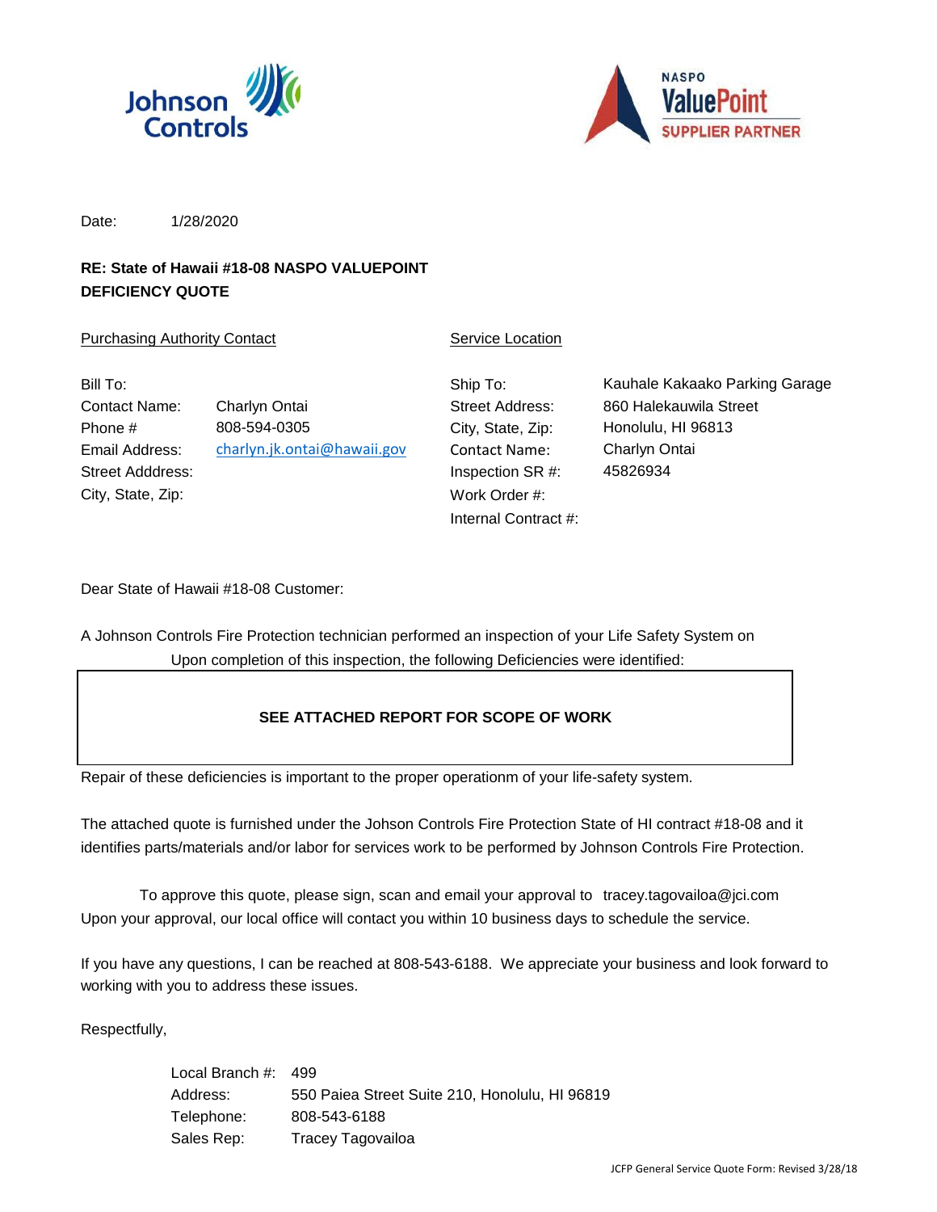Date: 1/28/2020

**RE: State of Hawaii #18-08 NASPO VALUEPOINT**
**DEFICIENCY QUOTE**

| Purchasing Authority Contact | | Service Location | |
|---|---|---|---|
| Bill To: | | Ship To: | Kauhale Kakaako Parking Garage |
| Contact Name: | Charlyn Ontai | Street Address: | 860 Halekauwila Street |
| Phone # | 808-594-0305 | City, State, Zip: | Honolulu, HI 96813 |
| Email Address: | charlyn.jk.ontai@hawaii.gov | Contact Name: | Charlyn Ontai |
| Street Adddress: | | Inspection SR #: | 45826934 |
| City, State, Zip: | | Work Order #: | |
| | | Internal Contract #: | |

Dear State of Hawaii #18-08 Customer:

A Johnson Controls Fire Protection technician performed an inspection of your Life Safety System on
Upon completion of this inspection, the following Deficiencies were identified:

**SEE ATTACHED REPORT FOR SCOPE OF WORK**

Repair of these deficiencies is important to the proper operationm of your life-safety system.

The attached quote is furnished under the Johson Controls Fire Protection State of HI contract #18-08 and it identifies parts/materials and/or labor for services work to be performed by Johnson Controls Fire Protection.

To approve this quote, please sign, scan and email your approval to tracey.tagovailoa@jci.com
Upon your approval, our local office will contact you within 10 business days to schedule the service.

If you have any questions, I can be reached at 808-543-6188. We appreciate your business and look forward to working with you to address these issues.

Respectfully,

| | |
|---|---|
| Local Branch #: | 499 |
| Address: | 550 Paiea Street Suite 210, Honolulu, HI 96819 |
| Telephone: | 808-543-6188 |
| Sales Rep: | Tracey Tagovailoa |

JCFP General Service Quote Form: Revised 3/28/18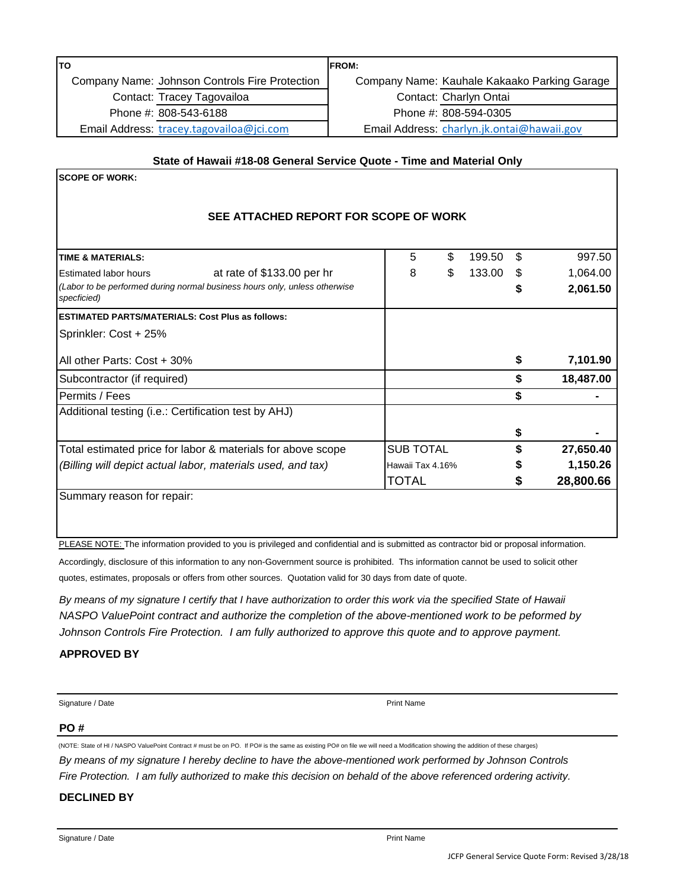| TO | | FROM: | |
|---|---|---|---|
| Company Name: | Johnson Controls Fire Protection | Company Name: | Kauhale Kakaako Parking Garage |
| Contact: | Tracey Tagovailoa | Contact: | Charlyn Ontai |
| Phone #: | 808-543-6188 | Phone #: | 808-594-0305 |
| Email Address: | tracey.tagovailoa@jci.com | Email Address: | charlyn.jk.ontai@hawaii.gov |

### State of Hawaii #18-08 General Service Quote - Time and Material Only

**SCOPE OF WORK:**

**SEE ATTACHED REPORT FOR SCOPE OF WORK**

| | | | | | |
|---|---|---|---|---|---|
| **TIME & MATERIALS:** | 5 | $ | 199.50 | $ | 997.50 |
| Estimated labor hours at rate of $133.00 per hr | 8 | $ | 133.00 | $ | 1,064.00 |
| *(Labor to be performed during normal business hours only, unless otherwise specficied)* | | | | **$** | **2,061.50** |
| **ESTIMATED PARTS/MATERIALS: Cost Plus as follows:** | | | | | |
| Sprinkler: Cost + 25% | | | | | |
| All other Parts: Cost + 30% | | | | **$** | **7,101.90** |
| Subcontractor (if required) | | | | **$** | **18,487.00** |
| Permits / Fees | | | | **$** | **-** |
| Additional testing (i.e.: Certification test by AHJ) | | | | **$** | **-** |
| Total estimated price for labor & materials for above scope | SUB TOTAL | | | **$** | **27,650.40** |
| *(Billing will depict actual labor, materials used, and tax)* | Hawaii Tax 4.16% | | | **$** | **1,150.26** |
| | TOTAL | | | **$** | **28,800.66** |

Summary reason for repair:

PLEASE NOTE: The information provided to you is privileged and confidential and is submitted as contractor bid or proposal information. Accordingly, disclosure of this information to any non-Government source is prohibited. Ths information cannot be used to solicit other quotes, estimates, proposals or offers from other sources. Quotation valid for 30 days from date of quote.

*By means of my signature I certify that I have authorization to order this work via the specified State of Hawaii NASPO ValuePoint contract and authorize the completion of the above-mentioned work to be peformed by Johnson Controls Fire Protection. I am fully authorized to approve this quote and to approve payment.*

**APPROVED BY**

Signature / Date &nbsp;&nbsp;&nbsp;&nbsp;&nbsp;&nbsp;&nbsp;&nbsp; Print Name

**PO #**

(NOTE: State of HI / NASPO ValuePoint Contract # must be on PO. If PO# is the same as existing PO# on file we will need a Modification showing the addition of these charges)

*By means of my signature I hereby decline to have the above-mentioned work performed by Johnson Controls Fire Protection. I am fully authorized to make this decision on behalf of the above referenced ordering activity.*

**DECLINED BY**

Signature / Date &nbsp;&nbsp;&nbsp;&nbsp;&nbsp;&nbsp;&nbsp;&nbsp; Print Name

JCFP General Service Quote Form: Revised 3/28/18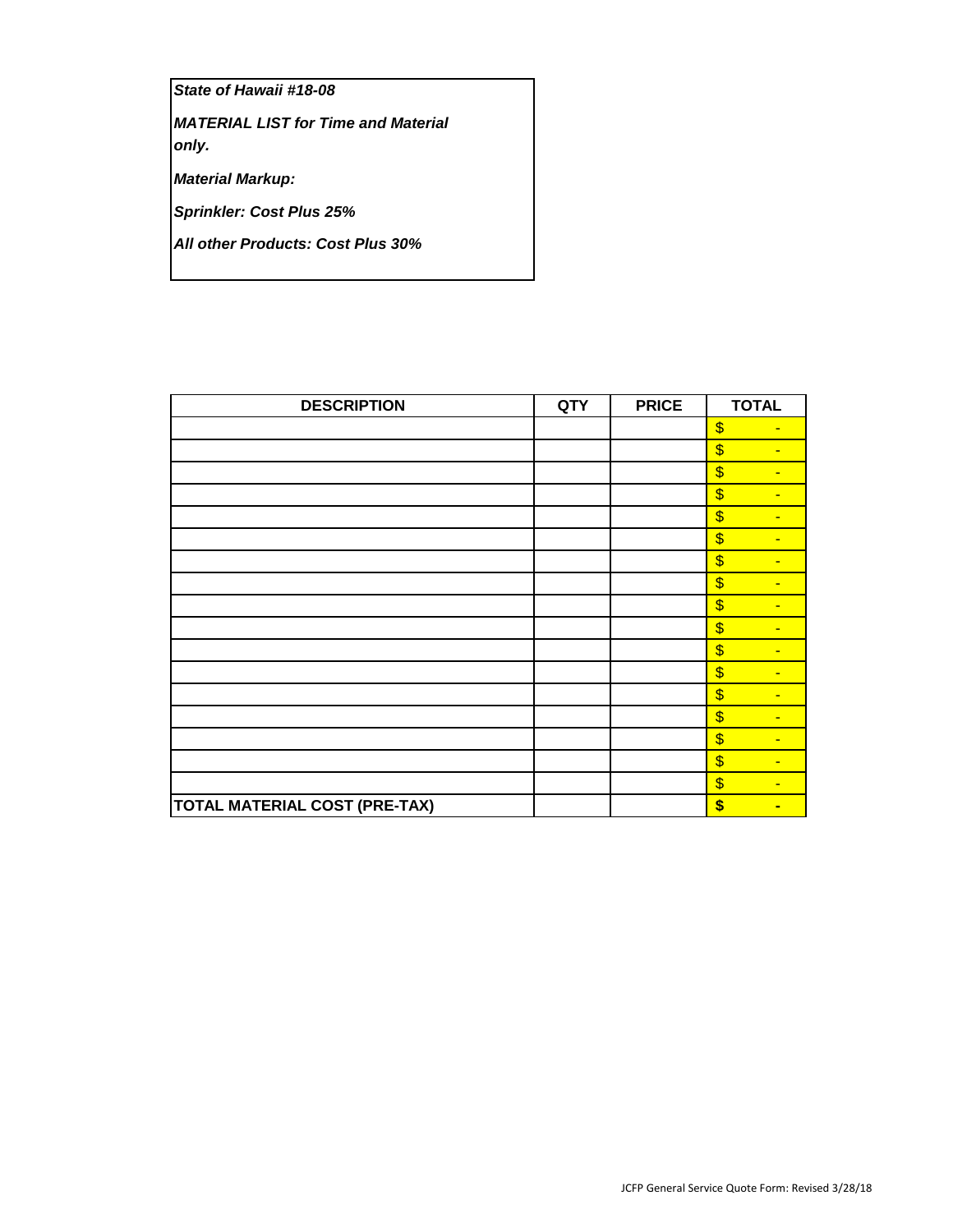***State of Hawaii #18-08***

***MATERIAL LIST for Time and Material only.***

***Material Markup:***

***Sprinkler: Cost Plus 25%***

***All other Products: Cost Plus 30%***

| DESCRIPTION | QTY | PRICE | TOTAL |
|---|---|---|---|
| | | | $ - |
| | | | $ - |
| | | | $ - |
| | | | $ - |
| | | | $ - |
| | | | $ - |
| | | | $ - |
| | | | $ - |
| | | | $ - |
| | | | $ - |
| | | | $ - |
| | | | $ - |
| | | | $ - |
| | | | $ - |
| | | | $ - |
| | | | $ - |
| | | | $ - |
| **TOTAL MATERIAL COST (PRE-TAX)** | | | **$ -** |

JCFP General Service Quote Form: Revised 3/28/18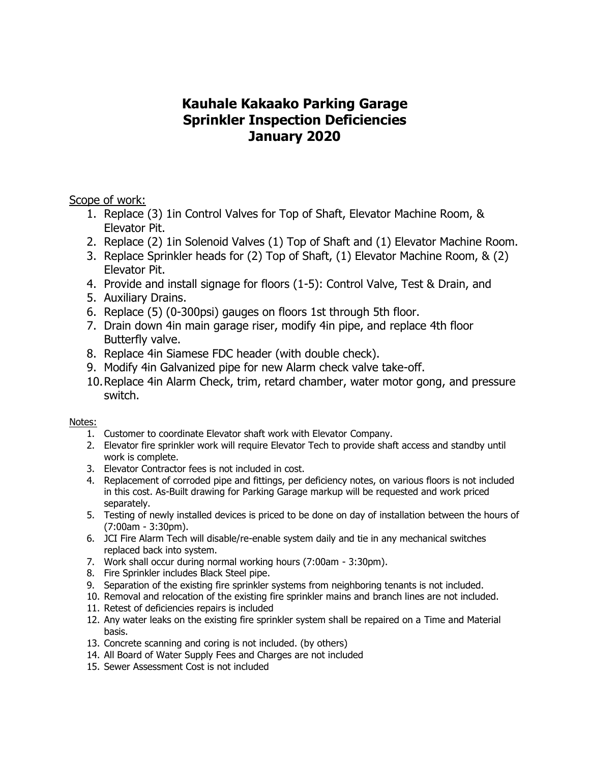# Kauhale Kakaako Parking Garage
# Sprinkler Inspection Deficiencies
# January 2020

Scope of work:

1. Replace (3) 1in Control Valves for Top of Shaft, Elevator Machine Room, & Elevator Pit.
2. Replace (2) 1in Solenoid Valves (1) Top of Shaft and (1) Elevator Machine Room.
3. Replace Sprinkler heads for (2) Top of Shaft, (1) Elevator Machine Room, & (2) Elevator Pit.
4. Provide and install signage for floors (1-5): Control Valve, Test & Drain, and
5. Auxiliary Drains.
6. Replace (5) (0-300psi) gauges on floors 1st through 5th floor.
7. Drain down 4in main garage riser, modify 4in pipe, and replace 4th floor Butterfly valve.
8. Replace 4in Siamese FDC header (with double check).
9. Modify 4in Galvanized pipe for new Alarm check valve take-off.
10. Replace 4in Alarm Check, trim, retard chamber, water motor gong, and pressure switch.

Notes:

1. Customer to coordinate Elevator shaft work with Elevator Company.
2. Elevator fire sprinkler work will require Elevator Tech to provide shaft access and standby until work is complete.
3. Elevator Contractor fees is not included in cost.
4. Replacement of corroded pipe and fittings, per deficiency notes, on various floors is not included in this cost. As-Built drawing for Parking Garage markup will be requested and work priced separately.
5. Testing of newly installed devices is priced to be done on day of installation between the hours of (7:00am - 3:30pm).
6. JCI Fire Alarm Tech will disable/re-enable system daily and tie in any mechanical switches replaced back into system.
7. Work shall occur during normal working hours (7:00am - 3:30pm).
8. Fire Sprinkler includes Black Steel pipe.
9. Separation of the existing fire sprinkler systems from neighboring tenants is not included.
10. Removal and relocation of the existing fire sprinkler mains and branch lines are not included.
11. Retest of deficiencies repairs is included
12. Any water leaks on the existing fire sprinkler system shall be repaired on a Time and Material basis.
13. Concrete scanning and coring is not included. (by others)
14. All Board of Water Supply Fees and Charges are not included
15. Sewer Assessment Cost is not included